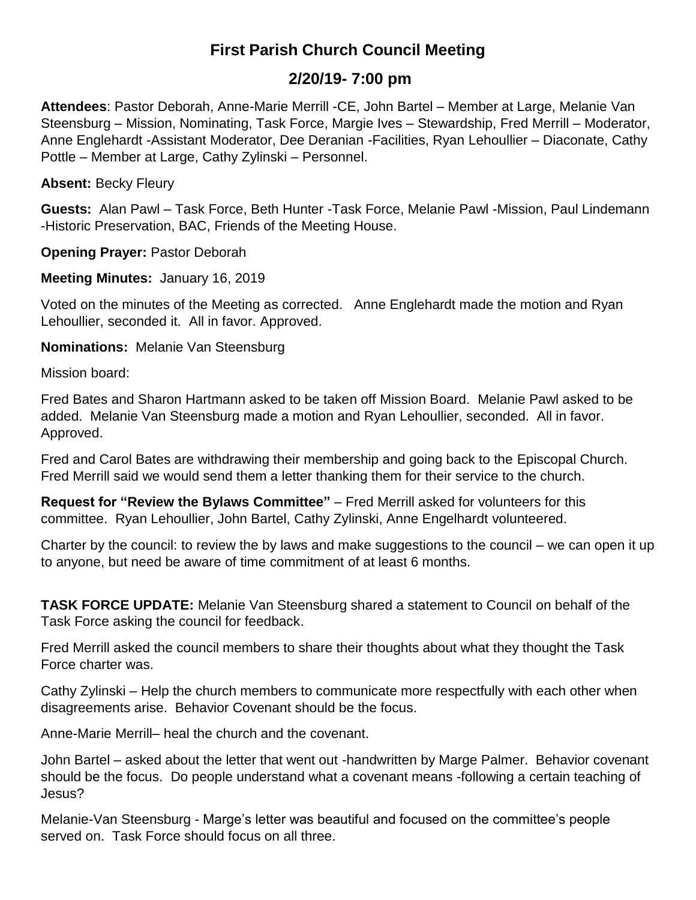# First Parish Church Council Meeting

## 2/20/19- 7:00 pm

**Attendees**: Pastor Deborah, Anne-Marie Merrill -CE, John Bartel – Member at Large, Melanie Van Steensburg – Mission, Nominating, Task Force, Margie Ives – Stewardship, Fred Merrill – Moderator, Anne Englehardt -Assistant Moderator, Dee Deranian -Facilities, Ryan Lehoullier – Diaconate, Cathy Pottle – Member at Large, Cathy Zylinski – Personnel.

**Absent:** Becky Fleury

**Guests:** Alan Pawl – Task Force, Beth Hunter -Task Force, Melanie Pawl -Mission, Paul Lindemann -Historic Preservation, BAC, Friends of the Meeting House.

**Opening Prayer:** Pastor Deborah

**Meeting Minutes:** January 16, 2019

Voted on the minutes of the Meeting as corrected. Anne Englehardt made the motion and Ryan Lehoullier, seconded it. All in favor. Approved.

**Nominations:** Melanie Van Steensburg

Mission board:

Fred Bates and Sharon Hartmann asked to be taken off Mission Board. Melanie Pawl asked to be added. Melanie Van Steensburg made a motion and Ryan Lehoullier, seconded. All in favor. Approved.

Fred and Carol Bates are withdrawing their membership and going back to the Episcopal Church. Fred Merrill said we would send them a letter thanking them for their service to the church.

**Request for "Review the Bylaws Committee"** – Fred Merrill asked for volunteers for this committee. Ryan Lehoullier, John Bartel, Cathy Zylinski, Anne Engelhardt volunteered.

Charter by the council: to review the by laws and make suggestions to the council – we can open it up to anyone, but need be aware of time commitment of at least 6 months.

**TASK FORCE UPDATE:** Melanie Van Steensburg shared a statement to Council on behalf of the Task Force asking the council for feedback.

Fred Merrill asked the council members to share their thoughts about what they thought the Task Force charter was.

Cathy Zylinski – Help the church members to communicate more respectfully with each other when disagreements arise. Behavior Covenant should be the focus.

Anne-Marie Merrill– heal the church and the covenant.

John Bartel – asked about the letter that went out -handwritten by Marge Palmer. Behavior covenant should be the focus. Do people understand what a covenant means -following a certain teaching of Jesus?

Melanie-Van Steensburg - Marge's letter was beautiful and focused on the committee's people served on. Task Force should focus on all three.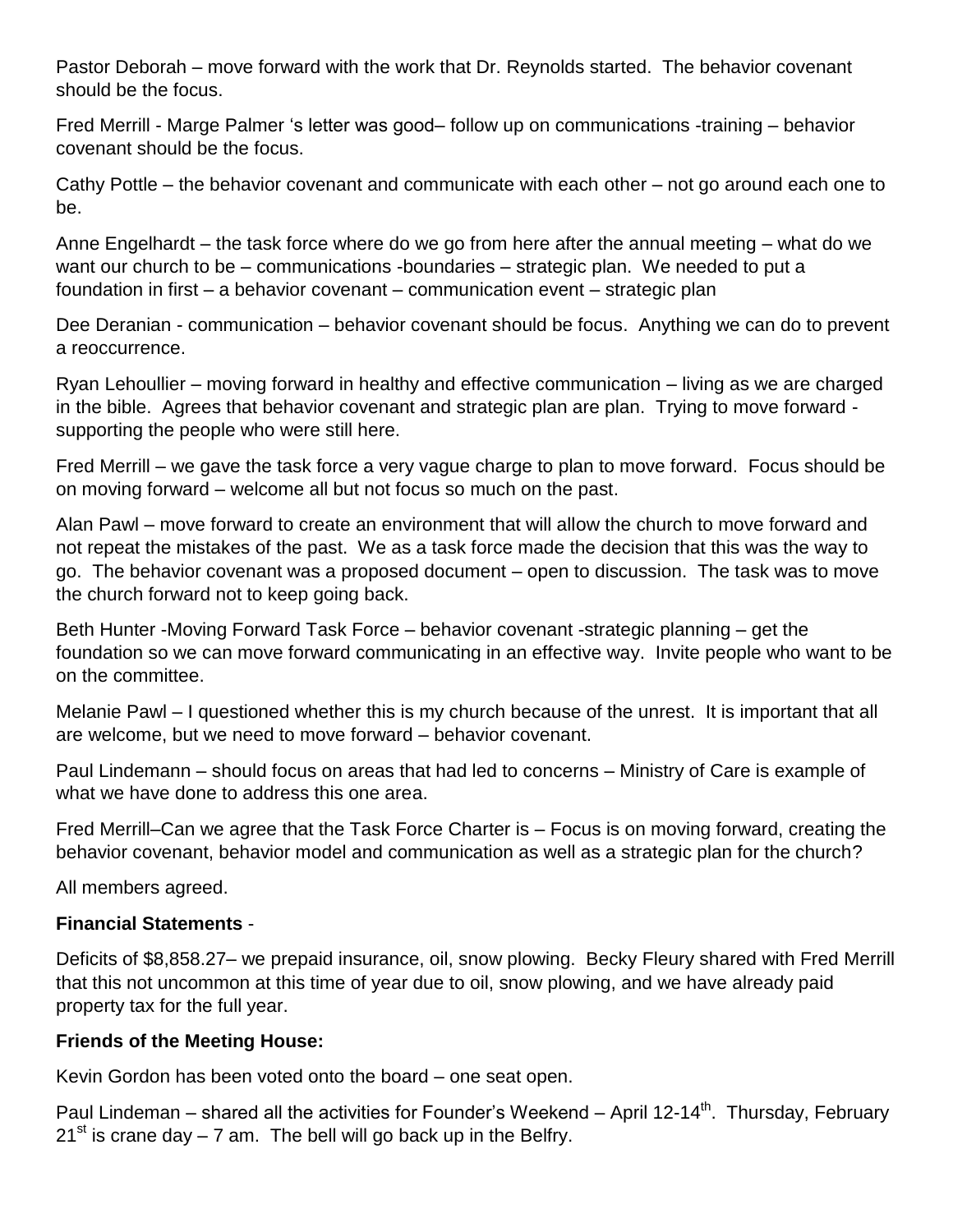Pastor Deborah – move forward with the work that Dr. Reynolds started. The behavior covenant should be the focus.

Fred Merrill - Marge Palmer 's letter was good– follow up on communications -training – behavior covenant should be the focus.

Cathy Pottle – the behavior covenant and communicate with each other – not go around each one to be.

Anne Engelhardt – the task force where do we go from here after the annual meeting – what do we want our church to be – communications -boundaries – strategic plan. We needed to put a foundation in first – a behavior covenant – communication event – strategic plan

Dee Deranian - communication – behavior covenant should be focus. Anything we can do to prevent a reoccurrence.

Ryan Lehoullier – moving forward in healthy and effective communication – living as we are charged in the bible. Agrees that behavior covenant and strategic plan are plan. Trying to move forward - supporting the people who were still here.

Fred Merrill – we gave the task force a very vague charge to plan to move forward. Focus should be on moving forward – welcome all but not focus so much on the past.

Alan Pawl – move forward to create an environment that will allow the church to move forward and not repeat the mistakes of the past. We as a task force made the decision that this was the way to go. The behavior covenant was a proposed document – open to discussion. The task was to move the church forward not to keep going back.

Beth Hunter -Moving Forward Task Force – behavior covenant -strategic planning – get the foundation so we can move forward communicating in an effective way. Invite people who want to be on the committee.

Melanie Pawl – I questioned whether this is my church because of the unrest. It is important that all are welcome, but we need to move forward – behavior covenant.

Paul Lindemann – should focus on areas that had led to concerns – Ministry of Care is example of what we have done to address this one area.

Fred Merrill–Can we agree that the Task Force Charter is – Focus is on moving forward, creating the behavior covenant, behavior model and communication as well as a strategic plan for the church?

All members agreed.

**Financial Statements** -

Deficits of $8,858.27– we prepaid insurance, oil, snow plowing. Becky Fleury shared with Fred Merrill that this not uncommon at this time of year due to oil, snow plowing, and we have already paid property tax for the full year.

**Friends of the Meeting House:**

Kevin Gordon has been voted onto the board – one seat open.

Paul Lindeman – shared all the activities for Founder's Weekend – April 12-14th. Thursday, February 21st is crane day – 7 am. The bell will go back up in the Belfry.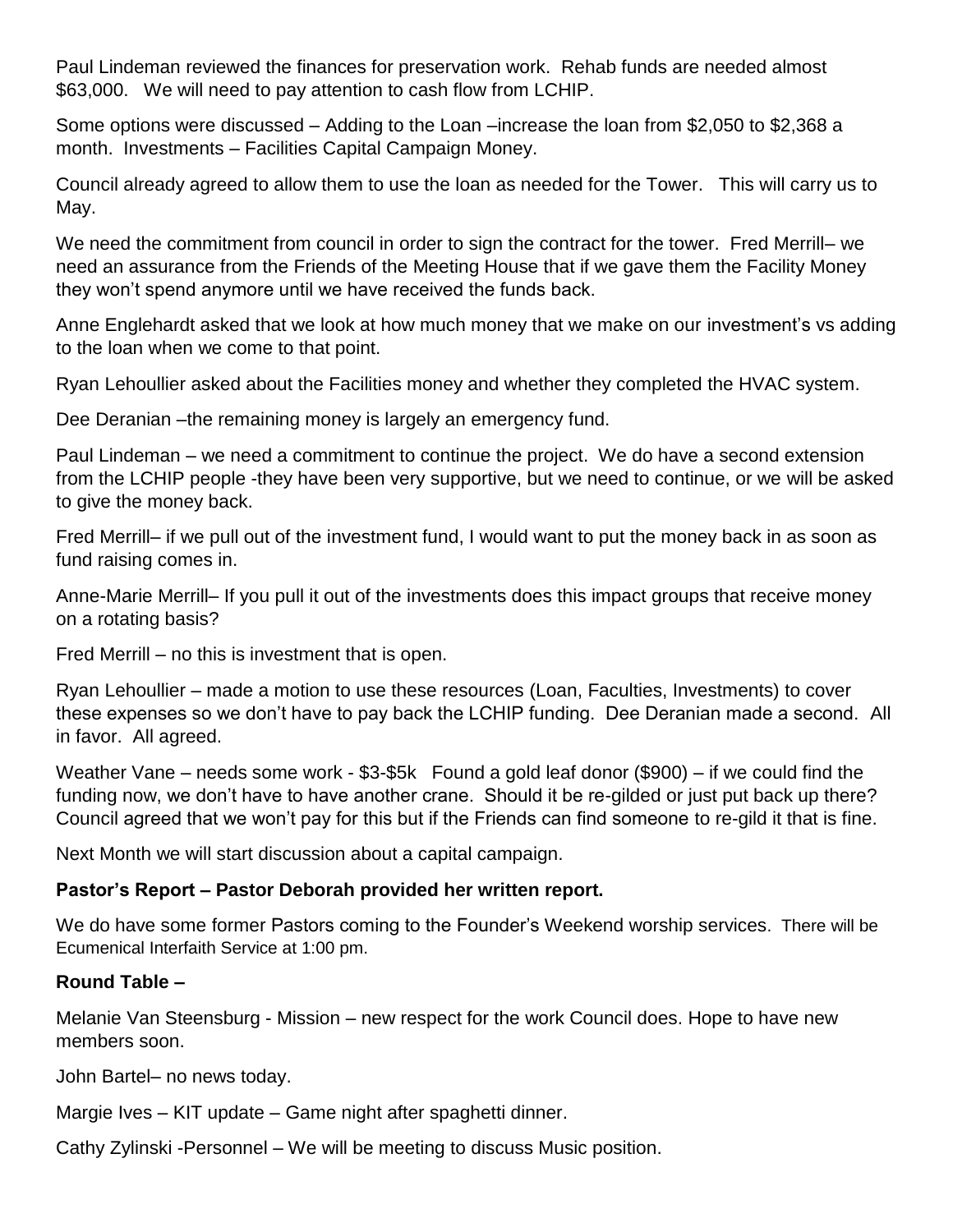Paul Lindeman reviewed the finances for preservation work. Rehab funds are needed almost \$63,000. We will need to pay attention to cash flow from LCHIP.

Some options were discussed – Adding to the Loan –increase the loan from \$2,050 to \$2,368 a month. Investments – Facilities Capital Campaign Money.

Council already agreed to allow them to use the loan as needed for the Tower. This will carry us to May.

We need the commitment from council in order to sign the contract for the tower. Fred Merrill– we need an assurance from the Friends of the Meeting House that if we gave them the Facility Money they won't spend anymore until we have received the funds back.

Anne Englehardt asked that we look at how much money that we make on our investment's vs adding to the loan when we come to that point.

Ryan Lehoullier asked about the Facilities money and whether they completed the HVAC system.

Dee Deranian –the remaining money is largely an emergency fund.

Paul Lindeman – we need a commitment to continue the project. We do have a second extension from the LCHIP people -they have been very supportive, but we need to continue, or we will be asked to give the money back.

Fred Merrill– if we pull out of the investment fund, I would want to put the money back in as soon as fund raising comes in.

Anne-Marie Merrill– If you pull it out of the investments does this impact groups that receive money on a rotating basis?

Fred Merrill – no this is investment that is open.

Ryan Lehoullier – made a motion to use these resources (Loan, Faculties, Investments) to cover these expenses so we don't have to pay back the LCHIP funding. Dee Deranian made a second. All in favor. All agreed.

Weather Vane – needs some work - \$3-\$5k Found a gold leaf donor (\$900) – if we could find the funding now, we don't have to have another crane. Should it be re-gilded or just put back up there? Council agreed that we won't pay for this but if the Friends can find someone to re-gild it that is fine.

Next Month we will start discussion about a capital campaign.

**Pastor's Report – Pastor Deborah provided her written report.**

We do have some former Pastors coming to the Founder's Weekend worship services. There will be Ecumenical Interfaith Service at 1:00 pm.

**Round Table –**

Melanie Van Steensburg - Mission – new respect for the work Council does. Hope to have new members soon.

John Bartel– no news today.

Margie Ives – KIT update – Game night after spaghetti dinner.

Cathy Zylinski -Personnel – We will be meeting to discuss Music position.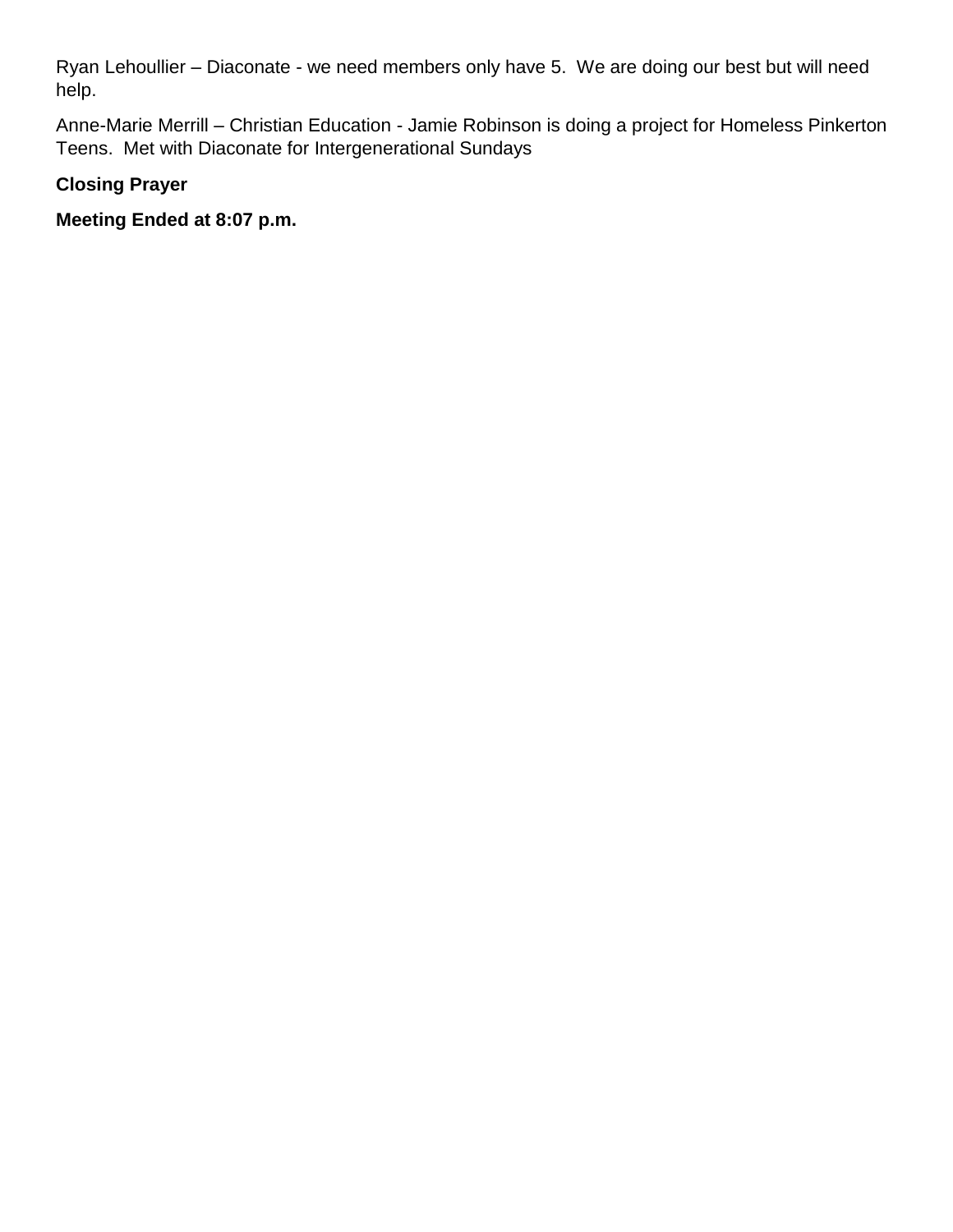Ryan Lehoullier – Diaconate - we need members only have 5.  We are doing our best but will need help.

Anne-Marie Merrill – Christian Education - Jamie Robinson is doing a project for Homeless Pinkerton Teens.  Met with Diaconate for Intergenerational Sundays

**Closing Prayer**

**Meeting Ended at 8:07 p.m.**